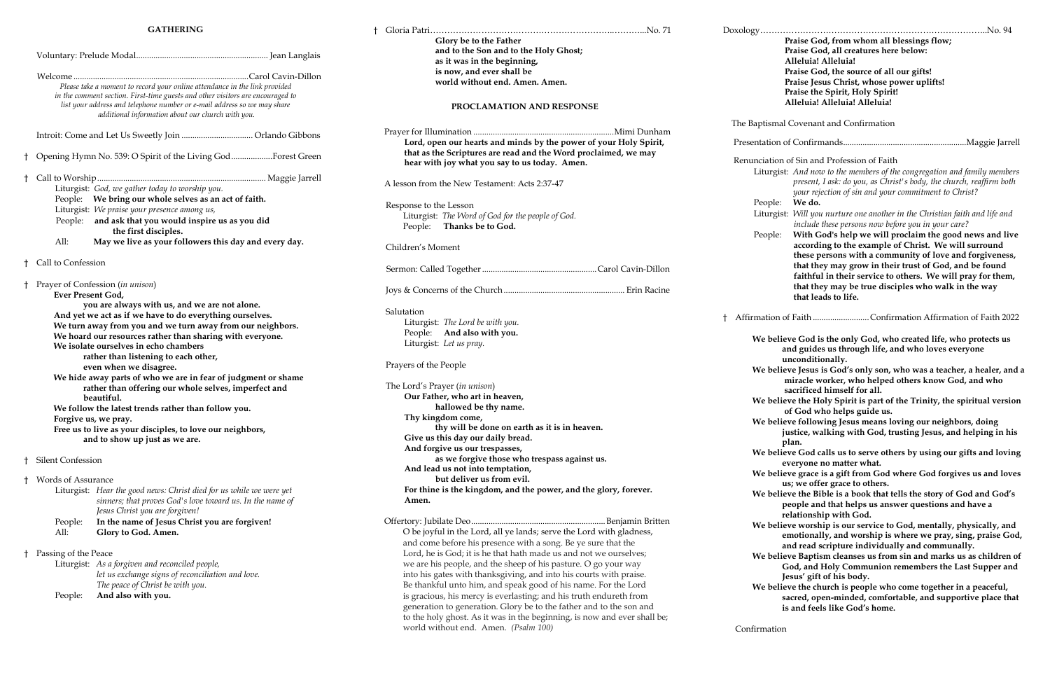## GATHERING

Voluntary: Prelude Modal............................................................. Jean Langlais

Welcome.................................................................................Carol Cavin-Dillon

*Please take a moment to record your online attendance in the link provided in the comment section. First-time guests and other visitors are encouraged to list your address and telephone number or e-mail address so we may share additional information about our church with you.*

Introit: Come and Let Us Sweetly Join ................................. Orlando Gibbons

† Opening Hymn No. 539: O Spirit of the Living God...................Forest Green

† Call to Worship.................................................................................. Maggie Jarrell

Liturgist: *God, we gather today to worship you.*
People: **We bring our whole selves as an act of faith.**
Liturgist: *We praise your presence among us,*
People: **and ask that you would inspire us as you did the first disciples.**
All: **May we live as your followers this day and every day.**

† Call to Confession

† Prayer of Confession (*in unison*)

**Ever Present God,**
**you are always with us, and we are not alone.**
**And yet we act as if we have to do everything ourselves.**
**We turn away from you and we turn away from our neighbors.**
**We hoard our resources rather than sharing with everyone.**
**We isolate ourselves in echo chambers**
**rather than listening to each other,**
**even when we disagree.**
**We hide away parts of who we are in fear of judgment or shame**
**rather than offering our whole selves, imperfect and beautiful.**
**We follow the latest trends rather than follow you.**
**Forgive us, we pray.**
**Free us to live as your disciples, to love our neighbors,**
**and to show up just as we are.**

† Silent Confession

† Words of Assurance

Liturgist: *Hear the good news: Christ died for us while we were yet sinners; that proves God's love toward us. In the name of Jesus Christ you are forgiven!*
People: **In the name of Jesus Christ you are forgiven!**
All: **Glory to God. Amen.**

† Passing of the Peace

Liturgist: *As a forgiven and reconciled people, let us exchange signs of reconciliation and love. The peace of Christ be with you.*
People: **And also with you.**

† Gloria Patri.............................................................................................No. 71

**Glory be to the Father**
**and to the Son and to the Holy Ghost;**
**as it was in the beginning,**
**is now, and ever shall be**
**world without end. Amen. Amen.**

## PROCLAMATION AND RESPONSE

Prayer for Illumination ..................................................................Mimi Dunham

**Lord, open our hearts and minds by the power of your Holy Spirit, that as the Scriptures are read and the Word proclaimed, we may hear with joy what you say to us today. Amen.**

A lesson from the New Testament: Acts 2:37-47

Response to the Lesson
Liturgist: *The Word of God for the people of God.*
People: **Thanks be to God.**

Children's Moment

Sermon: Called Together.....................................................Carol Cavin-Dillon

Joys & Concerns of the Church........................................................ Erin Racine

Salutation
Liturgist: *The Lord be with you.*
People: **And also with you.**
Liturgist: *Let us pray.*

Prayers of the People

The Lord's Prayer (*in unison*)

**Our Father, who art in heaven,**
**hallowed be thy name.**
**Thy kingdom come,**
**thy will be done on earth as it is in heaven.**
**Give us this day our daily bread.**
**And forgive us our trespasses,**
**as we forgive those who trespass against us.**
**And lead us not into temptation,**
**but deliver us from evil.**
**For thine is the kingdom, and the power, and the glory, forever. Amen.**

Offertory: Jubilate Deo..............................................................Benjamin Britten

O be joyful in the Lord, all ye lands; serve the Lord with gladness, and come before his presence with a song. Be ye sure that the Lord, he is God; it is he that hath made us and not we ourselves; we are his people, and the sheep of his pasture. O go your way into his gates with thanksgiving, and into his courts with praise. Be thankful unto him, and speak good of his name. For the Lord is gracious, his mercy is everlasting; and his truth endureth from generation to generation. Glory be to the father and to the son and to the holy ghost. As it was in the beginning, is now and ever shall be; world without end. Amen. *(Psalm 100)*

Doxology...................................................................................................No. 94

**Praise God, from whom all blessings flow;**
**Praise God, all creatures here below:**
**Alleluia! Alleluia!**
**Praise God, the source of all our gifts!**
**Praise Jesus Christ, whose power uplifts!**
**Praise the Spirit, Holy Spirit!**
**Alleluia! Alleluia! Alleluia!**

The Baptismal Covenant and Confirmation

Presentation of Confirmands..........................................................Maggie Jarrell

Renunciation of Sin and Profession of Faith

Liturgist: *And now to the members of the congregation and family members present, I ask: do you, as Christ's body, the church, reaffirm both your rejection of sin and your commitment to Christ?*
People: **We do.**
Liturgist: *Will you nurture one another in the Christian faith and life and include these persons now before you in your care?*
People: **With God's help we will proclaim the good news and live according to the example of Christ. We will surround these persons with a community of love and forgiveness, that they may grow in their trust of God, and be found faithful in their service to others. We will pray for them, that they may be true disciples who walk in the way that leads to life.**

† Affirmation of Faith ..........................Confirmation Affirmation of Faith 2022

**We believe God is the only God, who created life, who protects us and guides us through life, and who loves everyone unconditionally.**
**We believe Jesus is God's only son, who was a teacher, a healer, and a miracle worker, who helped others know God, and who sacrificed himself for all.**
**We believe the Holy Spirit is part of the Trinity, the spiritual version of God who helps guide us.**
**We believe following Jesus means loving our neighbors, doing justice, walking with God, trusting Jesus, and helping in his plan.**
**We believe God calls us to serve others by using our gifts and loving everyone no matter what.**
**We believe grace is a gift from God where God forgives us and loves us; we offer grace to others.**
**We believe the Bible is a book that tells the story of God and God's people and that helps us answer questions and have a relationship with God.**
**We believe worship is our service to God, mentally, physically, and emotionally, and worship is where we pray, sing, praise God, and read scripture individually and communally.**
**We believe Baptism cleanses us from sin and marks us as children of God, and Holy Communion remembers the Last Supper and Jesus' gift of his body.**
**We believe the church is people who come together in a peaceful, sacred, open-minded, comfortable, and supportive place that is and feels like God's home.**

Confirmation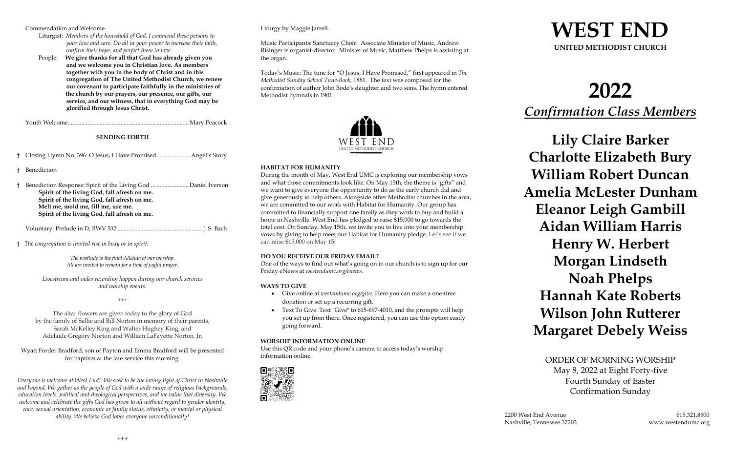Commendation and Welcome

Liturgist: *Members of the household of God, I commend these persons to your love and care. Do all in your power to increase their faith, confirm their hope, and perfect them in love.*

People: **We give thanks for all that God has already given you and we welcome you in Christian love. As members together with you in the body of Christ and in this congregation of The United Methodist Church, we renew our covenant to participate faithfully in the ministries of the church by our prayers, our presence, our gifts, our service, and our witness, that in everything God may be glorified through Jesus Christ.**

Youth Welcome................................................................................ Mary Peacock

**SENDING FORTH**

† Closing Hymn No. 396: O Jesus, I Have Promised...................... Angel's Story

† Benediction

† Benediction Response: Spirit of the Living God ......................... Daniel Iverson

**Spirit of the living God, fall afresh on me.**
**Spirit of the living God, fall afresh on me.**
**Melt me, mold me, fill me, use me.**
**Spirit of the living God, fall afresh on me.**

Voluntary: Prelude in D, BWV 532......................................................... J. S. Bach

† *The congregation is invited rise in body or in spirit.*

*The postlude is the final Alleluia of our worship.*
*All are invited to remain for a time of joyful prayer.*

*Livestream and video recording happen during our church services and worship events.*

+++

The altar flowers are given today to the glory of God by the family of Sallie and Bill Norton in memory of their parents, Sarah McKelley King and Walter Hughey King, and Adelaide Gregory Norton and William LaFayette Norton, Jr.

Wyatt Forder Bradford, son of Payton and Emma Bradford will be presented for baptism at the late service this morning.

*Everyone is welcome at West End! We seek to be the loving light of Christ in Nashville and beyond. We gather as the people of God with a wide range of religious backgrounds, education levels, political and theological perspectives, and we value that diversity. We welcome and celebrate the gifts God has given to all without regard to gender identity, race, sexual orientation, economic or family status, ethnicity, or mental or physical ability. We believe God loves everyone unconditionally!*

+++

Liturgy by Maggie Jarrell.

Music Participants: Sanctuary Choir. Associate Minister of Music, Andrew Risinger is organist-director. Minister of Music, Matthew Phelps is assisting at the organ.

Today's Music: The tune for "O Jesus, I Have Promised," first appeared in *The Methodist Sunday School Tune-Book,* 1881. The text was composed for the confirmation of author John Bode's daughter and two sons. The hymn entered Methodist hymnals in 1901.

WEST END
UNITED METHODIST CHURCH

**HABITAT FOR HUMANITY**

During the month of May, West End UMC is exploring our membership vows and what those commitments look like. On May 15th, the theme is "gifts" and we want to give everyone the opportunity to do as the early church did and give generously to help others. Alongside other Methodist churches in the area, we are committed to our work with Habitat for Humanity. Our group has committed to financially support one family as they work to buy and build a home in Nashville. West End has pledged to raise $15,000 to go towards the total cost. On Sunday, May 15th, we invite you to live into your membership vows by giving to help meet our Habitat for Humanity pledge. Let's see if we can raise $15,000 on May 15!

**DO YOU RECEIVE OUR FRIDAY EMAIL?**

One of the ways to find out what's going on in our church is to sign up for our Friday eNews at *westendumc.org/enews.*

**WAYS TO GIVE**

- Give online at *westendumc.org/give*. Here you can make a one-time donation or set up a recurring gift.
- Text To Give. Text "Give" to 615-697-4010, and the prompts will help you set up from there. Once registered, you can use this option easily going forward.

**WORSHIP INFORMATION ONLINE**

Use this QR code and your phone's camera to access today's worship information online.

# WEST END

**UNITED METHODIST CHURCH**

# 2022

## *Confirmation Class Members*

**Lily Claire Barker**
**Charlotte Elizabeth Bury**
**William Robert Duncan**
**Amelia McLester Dunham**
**Eleanor Leigh Gambill**
**Aidan William Harris**
**Henry W. Herbert**
**Morgan Lindseth**
**Noah Phelps**
**Hannah Kate Roberts**
**Wilson John Rutterer**
**Margaret Debely Weiss**

ORDER OF MORNING WORSHIP
May 8, 2022 at Eight Forty-five
Fourth Sunday of Easter
Confirmation Sunday

2200 West End Avenue
Nashville, Tennessee 37203

615.321.8500
www.westendumc.org